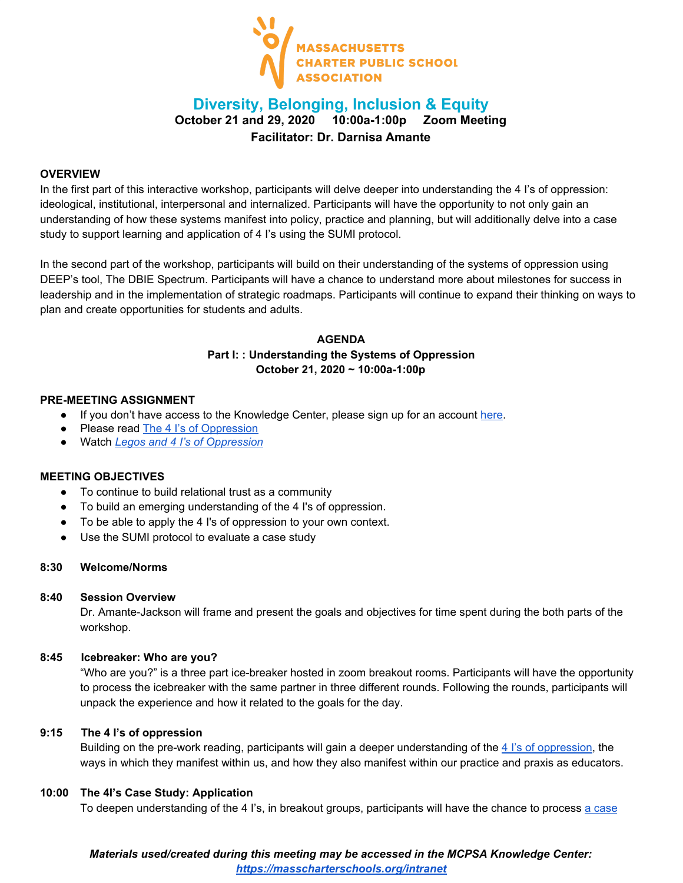MASSACHUSETTS CHARTER PUBLIC SCHOOL ASSOCIATION

# Diversity, Belonging, Inclusion & Equity

**October 21 and 29, 2020 10:00a-1:00p Zoom Meeting**

**Facilitator: Dr. Darnisa Amante**

## OVERVIEW

In the first part of this interactive workshop, participants will delve deeper into understanding the 4 I's of oppression: ideological, institutional, interpersonal and internalized. Participants will have the opportunity to not only gain an understanding of how these systems manifest into policy, practice and planning, but will additionally delve into a case study to support learning and application of 4 I's using the SUMI protocol.

In the second part of the workshop, participants will build on their understanding of the systems of oppression using DEEP's tool, The DBIE Spectrum. Participants will have a chance to understand more about milestones for success in leadership and in the implementation of strategic roadmaps. Participants will continue to expand their thinking on ways to plan and create opportunities for students and adults.

## AGENDA

**Part I: : Understanding the Systems of Oppression**
**October 21, 2020 ~ 10:00a-1:00p**

### PRE-MEETING ASSIGNMENT

- If you don't have access to the Knowledge Center, please sign up for an account here.
- Please read The 4 I's of Oppression
- Watch *Legos and 4 I's of Oppression*

### MEETING OBJECTIVES

- To continue to build relational trust as a community
- To build an emerging understanding of the 4 I's of oppression.
- To be able to apply the 4 I's of oppression to your own context.
- Use the SUMI protocol to evaluate a case study

**8:30 Welcome/Norms**

**8:40 Session Overview**
Dr. Amante-Jackson will frame and present the goals and objectives for time spent during the both parts of the workshop.

**8:45 Icebreaker: Who are you?**
"Who are you?" is a three part ice-breaker hosted in zoom breakout rooms. Participants will have the opportunity to process the icebreaker with the same partner in three different rounds. Following the rounds, participants will unpack the experience and how it related to the goals for the day.

**9:15 The 4 I's of oppression**
Building on the pre-work reading, participants will gain a deeper understanding of the 4 I's of oppression, the ways in which they manifest within us, and how they also manifest within our practice and praxis as educators.

**10:00 The 4I's Case Study: Application**
To deepen understanding of the 4 I's, in breakout groups, participants will have the chance to process a case

***Materials used/created during this meeting may be accessed in the MCPSA Knowledge Center: https://masscharterschools.org/intranet***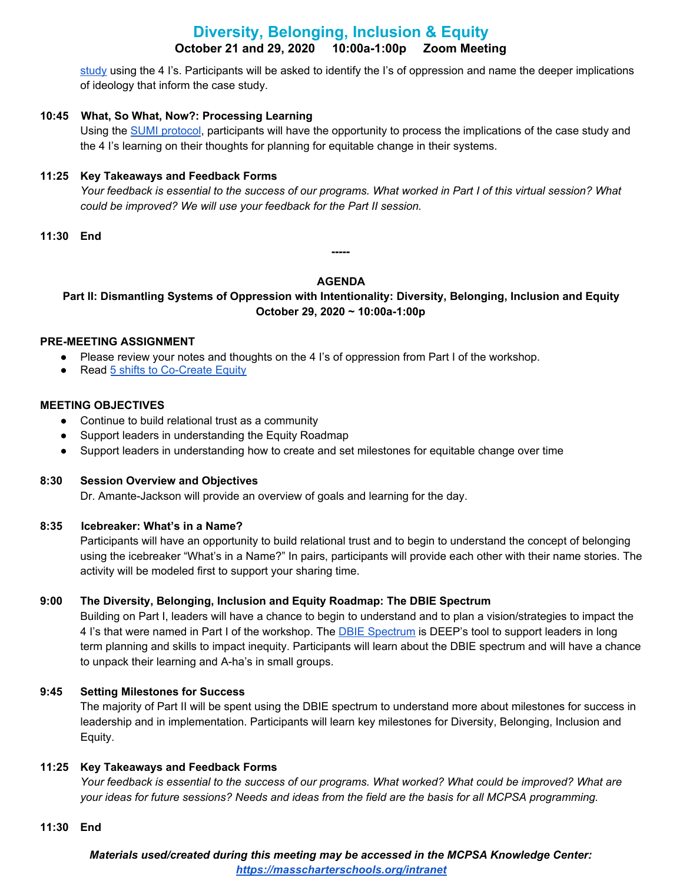study using the 4 I's. Participants will be asked to identify the I's of oppression and name the deeper implications of ideology that inform the case study.

**10:45 What, So What, Now?: Processing Learning**

Using the SUMI protocol, participants will have the opportunity to process the implications of the case study and the 4 I's learning on their thoughts for planning for equitable change in their systems.

**11:25 Key Takeaways and Feedback Forms**

*Your feedback is essential to the success of our programs. What worked in Part I of this virtual session? What could be improved? We will use your feedback for the Part II session.*

**11:30 End**

**-----**

## AGENDA

### Part II: Dismantling Systems of Oppression with Intentionality: Diversity, Belonging, Inclusion and Equity

**October 29, 2020 ~ 10:00a-1:00p**

**PRE-MEETING ASSIGNMENT**

- Please review your notes and thoughts on the 4 I's of oppression from Part I of the workshop.
- Read 5 shifts to Co-Create Equity

**MEETING OBJECTIVES**

- Continue to build relational trust as a community
- Support leaders in understanding the Equity Roadmap
- Support leaders in understanding how to create and set milestones for equitable change over time

**8:30 Session Overview and Objectives**

Dr. Amante-Jackson will provide an overview of goals and learning for the day.

**8:35 Icebreaker: What's in a Name?**

Participants will have an opportunity to build relational trust and to begin to understand the concept of belonging using the icebreaker "What's in a Name?" In pairs, participants will provide each other with their name stories. The activity will be modeled first to support your sharing time.

**9:00 The Diversity, Belonging, Inclusion and Equity Roadmap: The DBIE Spectrum**

Building on Part I, leaders will have a chance to begin to understand and to plan a vision/strategies to impact the 4 I's that were named in Part I of the workshop. The DBIE Spectrum is DEEP's tool to support leaders in long term planning and skills to impact inequity. Participants will learn about the DBIE spectrum and will have a chance to unpack their learning and A-ha's in small groups.

**9:45 Setting Milestones for Success**

The majority of Part II will be spent using the DBIE spectrum to understand more about milestones for success in leadership and in implementation. Participants will learn key milestones for Diversity, Belonging, Inclusion and Equity.

**11:25 Key Takeaways and Feedback Forms**

*Your feedback is essential to the success of our programs. What worked? What could be improved? What are your ideas for future sessions? Needs and ideas from the field are the basis for all MCPSA programming.*

**11:30 End**

***Materials used/created during this meeting may be accessed in the MCPSA Knowledge Center: https://masscharterschools.org/intranet***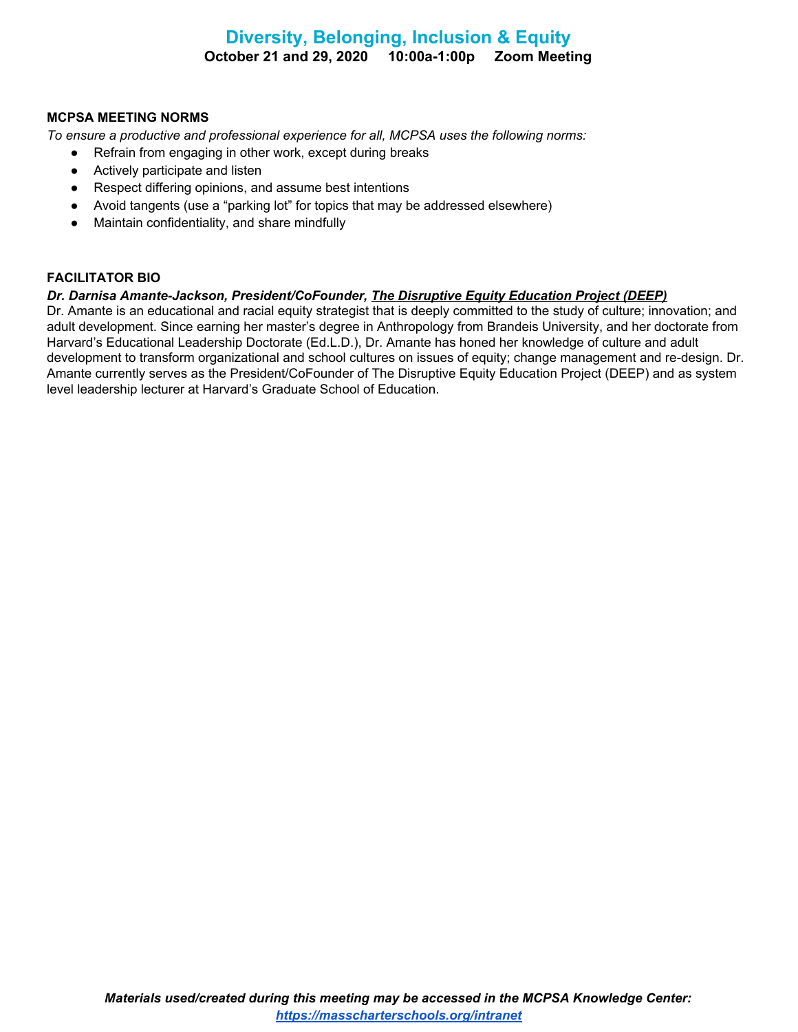# Diversity, Belonging, Inclusion & Equity

**October 21 and 29, 2020 10:00a-1:00p Zoom Meeting**

**MCPSA MEETING NORMS**

*To ensure a productive and professional experience for all, MCPSA uses the following norms:*

- Refrain from engaging in other work, except during breaks
- Actively participate and listen
- Respect differing opinions, and assume best intentions
- Avoid tangents (use a "parking lot" for topics that may be addressed elsewhere)
- Maintain confidentiality, and share mindfully

**FACILITATOR BIO**

***Dr. Darnisa Amante-Jackson, President/CoFounder, The Disruptive Equity Education Project (DEEP)***

Dr. Amante is an educational and racial equity strategist that is deeply committed to the study of culture; innovation; and adult development. Since earning her master's degree in Anthropology from Brandeis University, and her doctorate from Harvard's Educational Leadership Doctorate (Ed.L.D.), Dr. Amante has honed her knowledge of culture and adult development to transform organizational and school cultures on issues of equity; change management and re-design. Dr. Amante currently serves as the President/CoFounder of The Disruptive Equity Education Project (DEEP) and as system level leadership lecturer at Harvard's Graduate School of Education.

***Materials used/created during this meeting may be accessed in the MCPSA Knowledge Center: https://masscharterschools.org/intranet***